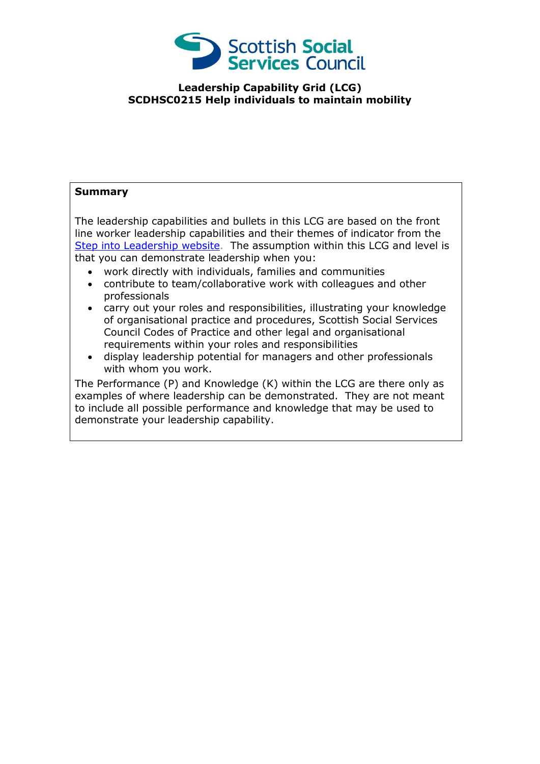Scottish Social Services Council

**Leadership Capability Grid (LCG)**
**SCDHSC0215 Help individuals to maintain mobility**

**Summary**

The leadership capabilities and bullets in this LCG are based on the front line worker leadership capabilities and their themes of indicator from the [Step into Leadership website](). The assumption within this LCG and level is that you can demonstrate leadership when you:

- work directly with individuals, families and communities
- contribute to team/collaborative work with colleagues and other professionals
- carry out your roles and responsibilities, illustrating your knowledge of organisational practice and procedures, Scottish Social Services Council Codes of Practice and other legal and organisational requirements within your roles and responsibilities
- display leadership potential for managers and other professionals with whom you work.

The Performance (P) and Knowledge (K) within the LCG are there only as examples of where leadership can be demonstrated. They are not meant to include all possible performance and knowledge that may be used to demonstrate your leadership capability.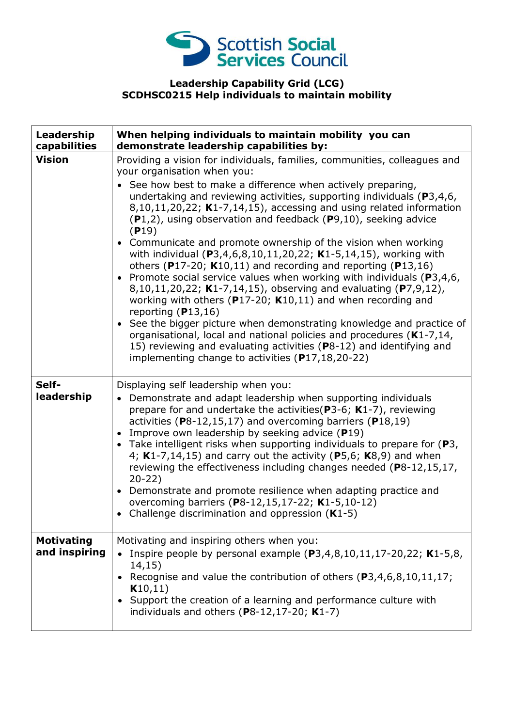**Leadership Capability Grid (LCG)**
**SCDHSC0215 Help individuals to maintain mobility**

| Leadership capabilities | When helping individuals to maintain mobility you can demonstrate leadership capabilities by: |
|---|---|
| **Vision** | Providing a vision for individuals, families, communities, colleagues and your organisation when you:<br>• See how best to make a difference when actively preparing, undertaking and reviewing activities, supporting individuals (**P**3,4,6, 8,10,11,20,22; **K**1-7,14,15), accessing and using related information (**P**1,2), using observation and feedback (**P**9,10), seeking advice (**P**19)<br>• Communicate and promote ownership of the vision when working with individual (**P**3,4,6,8,10,11,20,22; **K**1-5,14,15), working with others (**P**17-20; **K**10,11) and recording and reporting (**P**13,16)<br>• Promote social service values when working with individuals (**P**3,4,6, 8,10,11,20,22; **K**1-7,14,15), observing and evaluating (**P**7,9,12), working with others (**P**17-20; **K**10,11) and when recording and reporting (**P**13,16)<br>• See the bigger picture when demonstrating knowledge and practice of organisational, local and national policies and procedures (**K**1-7,14, 15) reviewing and evaluating activities (**P**8-12) and identifying and implementing change to activities (**P**17,18,20-22) |
| **Self-leadership** | Displaying self leadership when you:<br>• Demonstrate and adapt leadership when supporting individuals prepare for and undertake the activities(**P**3-6; **K**1-7), reviewing activities (**P**8-12,15,17) and overcoming barriers (**P**18,19)<br>• Improve own leadership by seeking advice (**P**19)<br>• Take intelligent risks when supporting individuals to prepare for (**P**3, 4; **K**1-7,14,15) and carry out the activity (**P**5,6; **K**8,9) and when reviewing the effectiveness including changes needed (**P**8-12,15,17, 20-22)<br>• Demonstrate and promote resilience when adapting practice and overcoming barriers (**P**8-12,15,17-22; **K**1-5,10-12)<br>• Challenge discrimination and oppression (**K**1-5) |
| **Motivating and inspiring** | Motivating and inspiring others when you:<br>• Inspire people by personal example (**P**3,4,8,10,11,17-20,22; **K**1-5,8, 14,15)<br>• Recognise and value the contribution of others (**P**3,4,6,8,10,11,17; **K**10,11)<br>• Support the creation of a learning and performance culture with individuals and others (**P**8-12,17-20; **K**1-7) |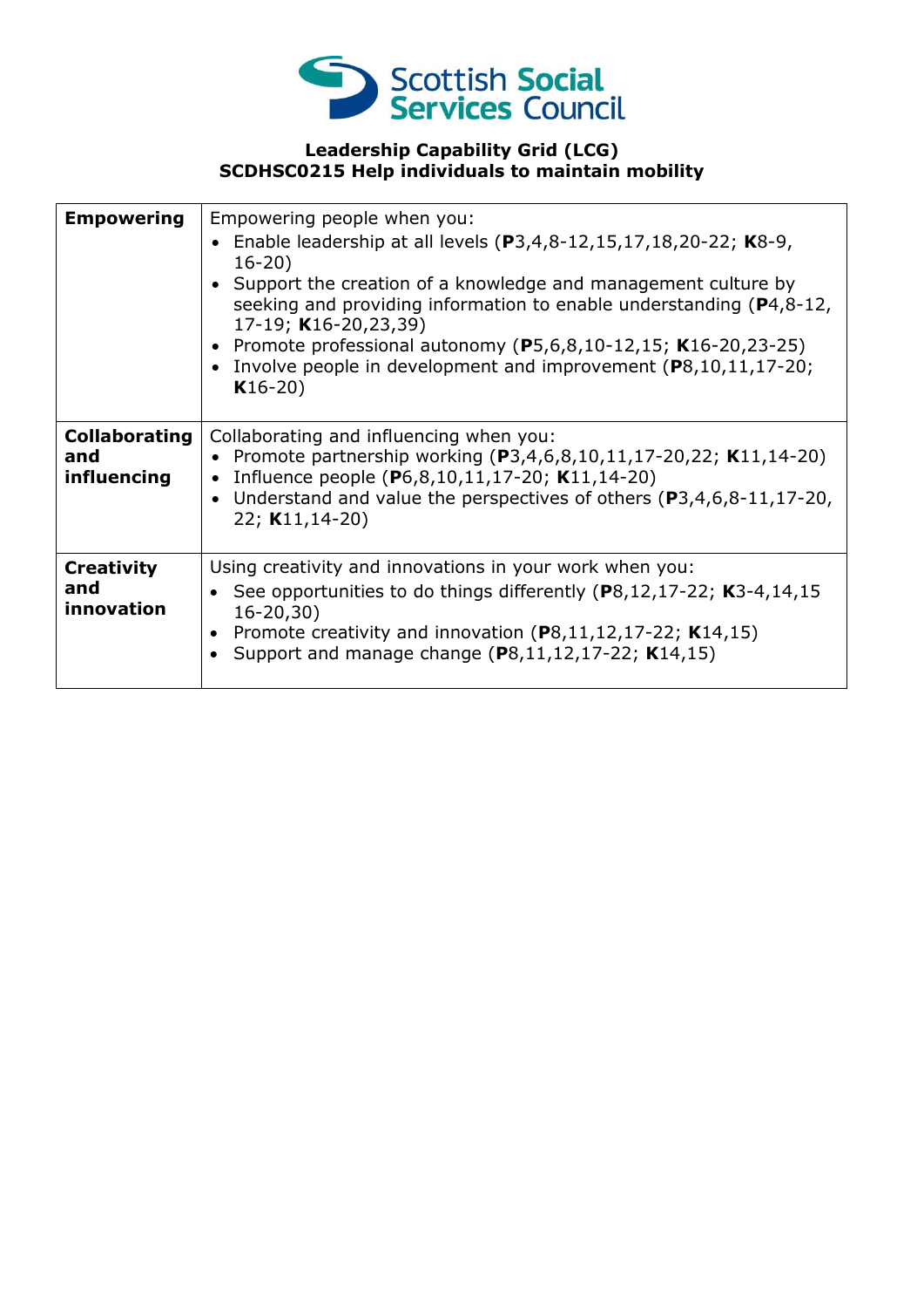Scottish Social Services Council

**Leadership Capability Grid (LCG)**
**SCDHSC0215 Help individuals to maintain mobility**

| | |
|---|---|
| **Empowering** | Empowering people when you:<br>• Enable leadership at all levels (**P**3,4,8-12,15,17,18,20-22; **K**8-9, 16-20)<br>• Support the creation of a knowledge and management culture by seeking and providing information to enable understanding (**P**4,8-12, 17-19; **K**16-20,23,39)<br>• Promote professional autonomy (**P**5,6,8,10-12,15; **K**16-20,23-25)<br>• Involve people in development and improvement (**P**8,10,11,17-20; **K**16-20) |
| **Collaborating and influencing** | Collaborating and influencing when you:<br>• Promote partnership working (**P**3,4,6,8,10,11,17-20,22; **K**11,14-20)<br>• Influence people (**P**6,8,10,11,17-20; **K**11,14-20)<br>• Understand and value the perspectives of others (**P**3,4,6,8-11,17-20, 22; **K**11,14-20) |
| **Creativity and innovation** | Using creativity and innovations in your work when you:<br>• See opportunities to do things differently (**P**8,12,17-22; **K**3-4,14,15 16-20,30)<br>• Promote creativity and innovation (**P**8,11,12,17-22; **K**14,15)<br>• Support and manage change (**P**8,11,12,17-22; **K**14,15) |